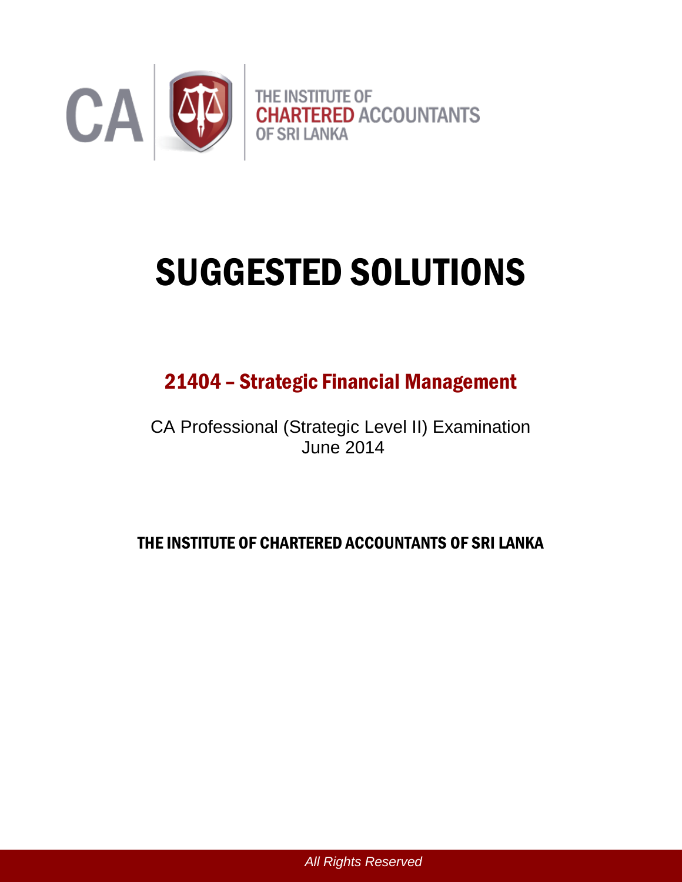CA | THE INSTITUTE OF CHARTERED ACCOUNTANTS OF SRI LANKA

# SUGGESTED SOLUTIONS

## 21404 – Strategic Financial Management

CA Professional (Strategic Level II) Examination
June 2014

**THE INSTITUTE OF CHARTERED ACCOUNTANTS OF SRI LANKA**

*All Rights Reserved*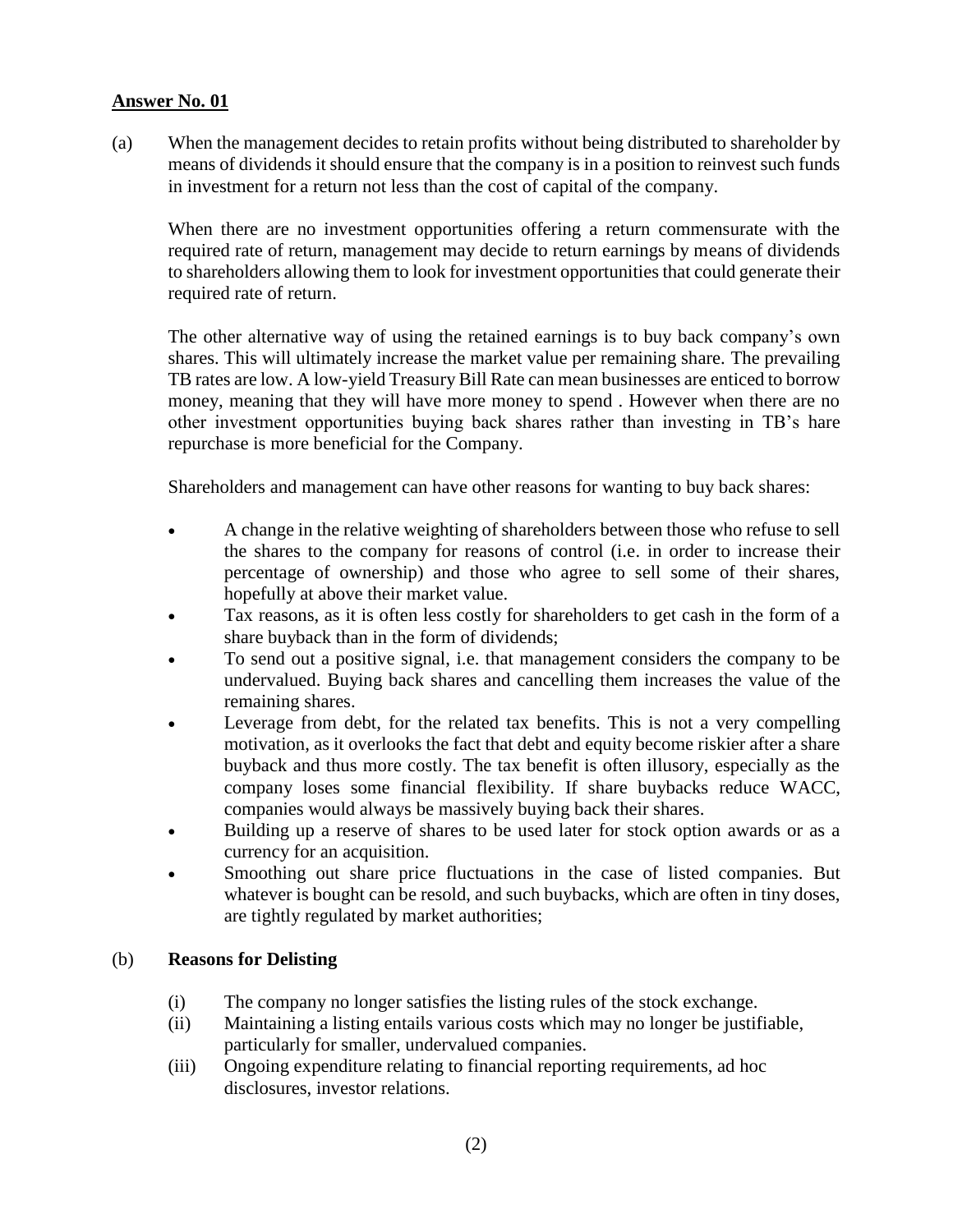**Answer No. 01**

(a) When the management decides to retain profits without being distributed to shareholder by means of dividends it should ensure that the company is in a position to reinvest such funds in investment for a return not less than the cost of capital of the company.

When there are no investment opportunities offering a return commensurate with the required rate of return, management may decide to return earnings by means of dividends to shareholders allowing them to look for investment opportunities that could generate their required rate of return.

The other alternative way of using the retained earnings is to buy back company's own shares. This will ultimately increase the market value per remaining share. The prevailing TB rates are low. A low-yield Treasury Bill Rate can mean businesses are enticed to borrow money, meaning that they will have more money to spend . However when there are no other investment opportunities buying back shares rather than investing in TB's hare repurchase is more beneficial for the Company.

Shareholders and management can have other reasons for wanting to buy back shares:

- A change in the relative weighting of shareholders between those who refuse to sell the shares to the company for reasons of control (i.e. in order to increase their percentage of ownership) and those who agree to sell some of their shares, hopefully at above their market value.
- Tax reasons, as it is often less costly for shareholders to get cash in the form of a share buyback than in the form of dividends;
- To send out a positive signal, i.e. that management considers the company to be undervalued. Buying back shares and cancelling them increases the value of the remaining shares.
- Leverage from debt, for the related tax benefits. This is not a very compelling motivation, as it overlooks the fact that debt and equity become riskier after a share buyback and thus more costly. The tax benefit is often illusory, especially as the company loses some financial flexibility. If share buybacks reduce WACC, companies would always be massively buying back their shares.
- Building up a reserve of shares to be used later for stock option awards or as a currency for an acquisition.
- Smoothing out share price fluctuations in the case of listed companies. But whatever is bought can be resold, and such buybacks, which are often in tiny doses, are tightly regulated by market authorities;

(b) **Reasons for Delisting**

(i) The company no longer satisfies the listing rules of the stock exchange.

(ii) Maintaining a listing entails various costs which may no longer be justifiable, particularly for smaller, undervalued companies.

(iii) Ongoing expenditure relating to financial reporting requirements, ad hoc disclosures, investor relations.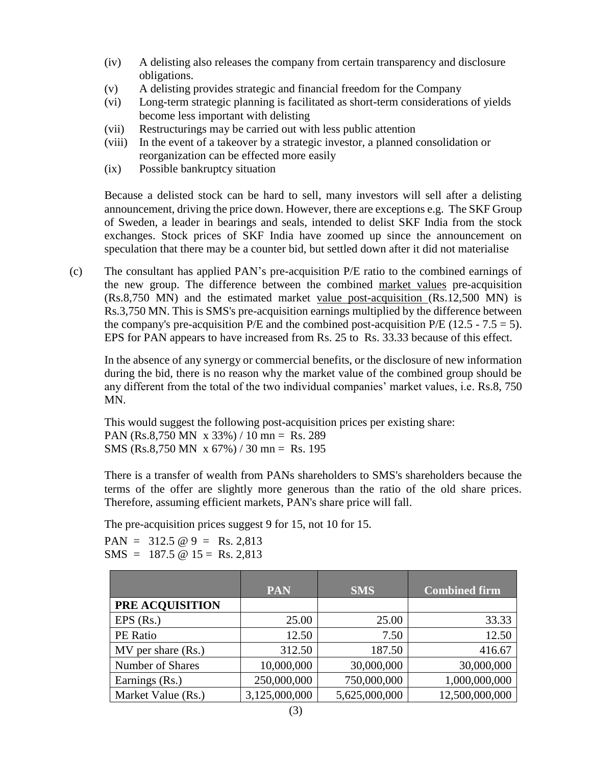(iv) A delisting also releases the company from certain transparency and disclosure obligations.
(v) A delisting provides strategic and financial freedom for the Company
(vi) Long-term strategic planning is facilitated as short-term considerations of yields become less important with delisting
(vii) Restructurings may be carried out with less public attention
(viii) In the event of a takeover by a strategic investor, a planned consolidation or reorganization can be effected more easily
(ix) Possible bankruptcy situation

Because a delisted stock can be hard to sell, many investors will sell after a delisting announcement, driving the price down. However, there are exceptions e.g. The SKF Group of Sweden, a leader in bearings and seals, intended to delist SKF India from the stock exchanges. Stock prices of SKF India have zoomed up since the announcement on speculation that there may be a counter bid, but settled down after it did not materialise

(c) The consultant has applied PAN's pre-acquisition P/E ratio to the combined earnings of the new group. The difference between the combined market values pre-acquisition (Rs.8,750 MN) and the estimated market value post-acquisition (Rs.12,500 MN) is Rs.3,750 MN. This is SMS's pre-acquisition earnings multiplied by the difference between the company's pre-acquisition P/E and the combined post-acquisition P/E (12.5 - 7.5 = 5). EPS for PAN appears to have increased from Rs. 25 to Rs. 33.33 because of this effect.

In the absence of any synergy or commercial benefits, or the disclosure of new information during the bid, there is no reason why the market value of the combined group should be any different from the total of the two individual companies' market values, i.e. Rs.8, 750 MN.

This would suggest the following post-acquisition prices per existing share:
PAN (Rs.8,750 MN x 33%) / 10 mn = Rs. 289
SMS (Rs.8,750 MN x 67%) / 30 mn = Rs. 195

There is a transfer of wealth from PANs shareholders to SMS's shareholders because the terms of the offer are slightly more generous than the ratio of the old share prices. Therefore, assuming efficient markets, PAN's share price will fall.

The pre-acquisition prices suggest 9 for 15, not 10 for 15.

PAN = 312.5 @ 9 = Rs. 2,813
SMS = 187.5 @ 15 = Rs. 2,813

| | PAN | SMS | Combined firm |
|---|---|---|---|
| **PRE ACQUISITION** | | | |
| EPS (Rs.) | 25.00 | 25.00 | 33.33 |
| PE Ratio | 12.50 | 7.50 | 12.50 |
| MV per share (Rs.) | 312.50 | 187.50 | 416.67 |
| Number of Shares | 10,000,000 | 30,000,000 | 30,000,000 |
| Earnings (Rs.) | 250,000,000 | 750,000,000 | 1,000,000,000 |
| Market Value (Rs.) | 3,125,000,000 | 5,625,000,000 | 12,500,000,000 |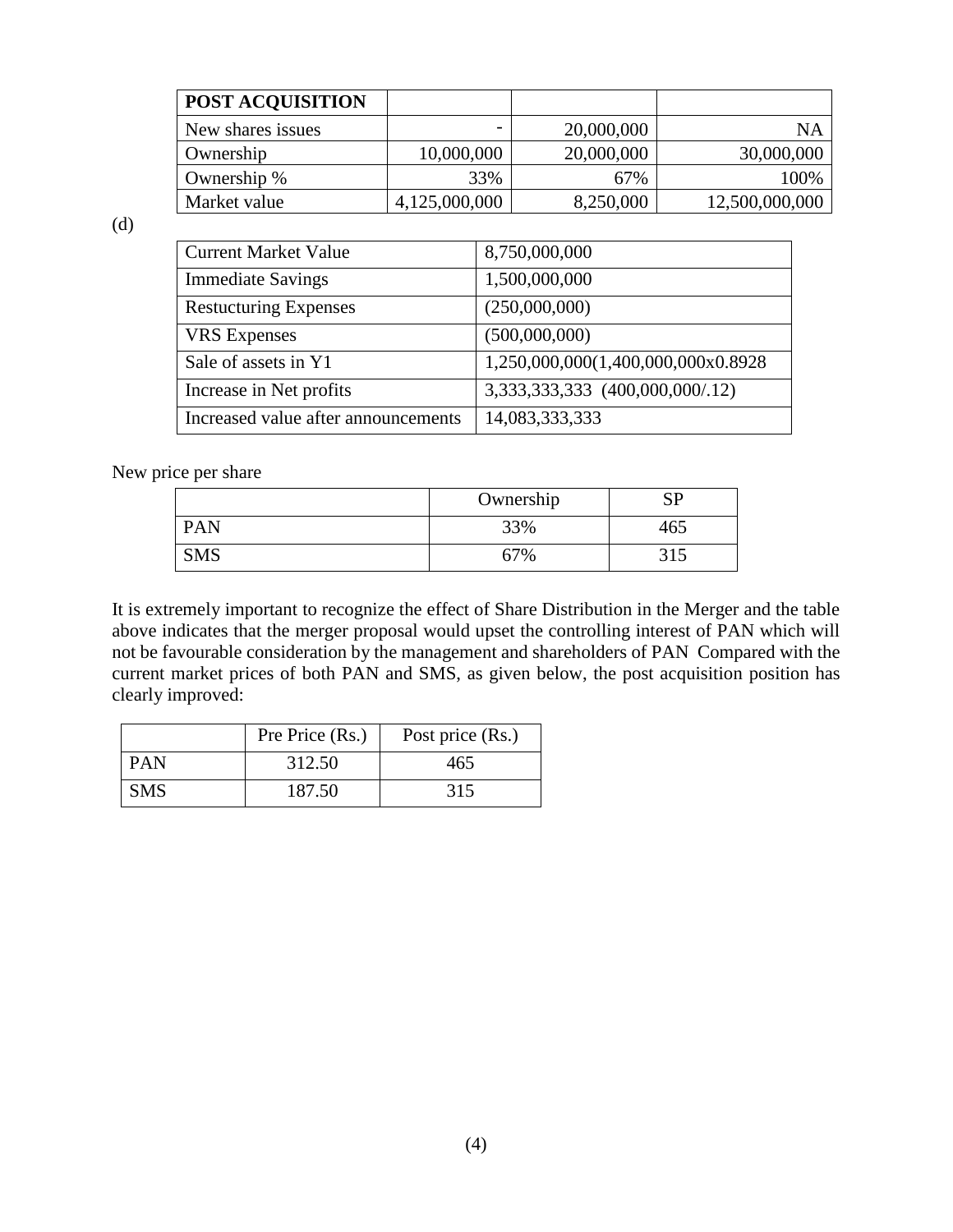| **POST ACQUISITION** | | | |
| --- | --- | --- | --- |
| New shares issues | - | 20,000,000 | NA |
| Ownership | 10,000,000 | 20,000,000 | 30,000,000 |
| Ownership % | 33% | 67% | 100% |
| Market value | 4,125,000,000 | 8,250,000 | 12,500,000,000 |

(d)

| Current Market Value | 8,750,000,000 |
| --- | --- |
| Immediate Savings | 1,500,000,000 |
| Restucturing Expenses | (250,000,000) |
| VRS Expenses | (500,000,000) |
| Sale of assets in Y1 | 1,250,000,000(1,400,000,000x0.8928 |
| Increase in Net profits | 3,333,333,333 (400,000,000/.12) |
| Increased value after announcements | 14,083,333,333 |

New price per share

| | Ownership | SP |
| --- | --- | --- |
| PAN | 33% | 465 |
| SMS | 67% | 315 |

It is extremely important to recognize the effect of Share Distribution in the Merger and the table above indicates that the merger proposal would upset the controlling interest of PAN which will not be favourable consideration by the management and shareholders of PAN Compared with the current market prices of both PAN and SMS, as given below, the post acquisition position has clearly improved:

| | Pre Price (Rs.) | Post price (Rs.) |
| --- | --- | --- |
| PAN | 312.50 | 465 |
| SMS | 187.50 | 315 |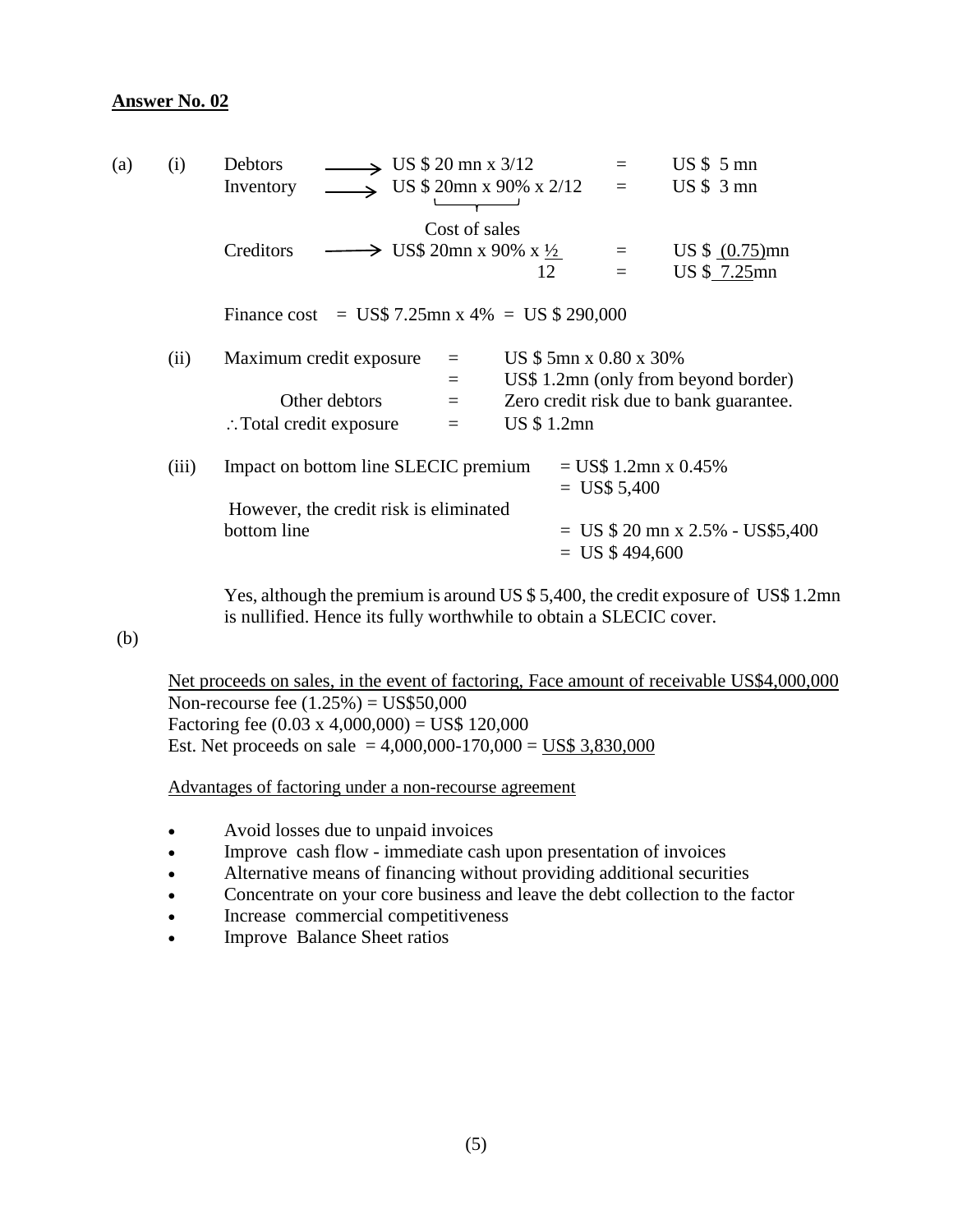## Answer No. 02

(a) (i)

Debtors ⟶ US \$ 20 mn x 3/12 = US \$ 5 mn

Inventory ⟶ US \$ 20mn x 90% x 2/12 = US \$ 3 mn

(20mn x 90% = Cost of sales)

Creditors ⟶ US\$ 20mn x 90% x ½ / 12 = US \$ (0.75)mn

= US \$ 7.25mn

Finance cost = US\$ 7.25mn x 4% = US \$ 290,000

(ii)

| | | |
|---|---|---|
| Maximum credit exposure | = | US \$ 5mn x 0.80 x 30% |
| | = | US\$ 1.2mn (only from beyond border) |
| Other debtors | = | Zero credit risk due to bank guarantee. |
| ∴ Total credit exposure | = | US \$ 1.2mn |

(iii)

Impact on bottom line SLECIC premium = US\$ 1.2mn x 0.45%

= US\$ 5,400

However, the credit risk is eliminated bottom line = US \$ 20 mn x 2.5% - US\$5,400

= US \$ 494,600

Yes, although the premium is around US \$ 5,400, the credit exposure of US\$ 1.2mn is nullified. Hence its fully worthwhile to obtain a SLECIC cover.

(b)

Net proceeds on sales, in the event of factoring, Face amount of receivable US\$4,000,000

Non-recourse fee (1.25%) = US\$50,000

Factoring fee (0.03 x 4,000,000) = US\$ 120,000

Est. Net proceeds on sale = 4,000,000-170,000 = US\$ 3,830,000

Advantages of factoring under a non-recourse agreement

- Avoid losses due to unpaid invoices
- Improve cash flow - immediate cash upon presentation of invoices
- Alternative means of financing without providing additional securities
- Concentrate on your core business and leave the debt collection to the factor
- Increase commercial competitiveness
- Improve Balance Sheet ratios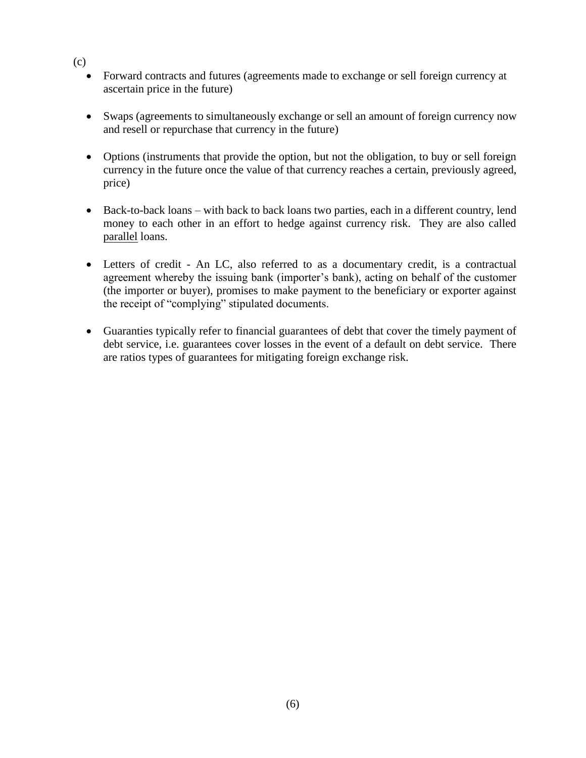(c)

- Forward contracts and futures (agreements made to exchange or sell foreign currency at ascertain price in the future)

- Swaps (agreements to simultaneously exchange or sell an amount of foreign currency now and resell or repurchase that currency in the future)

- Options (instruments that provide the option, but not the obligation, to buy or sell foreign currency in the future once the value of that currency reaches a certain, previously agreed, price)

- Back-to-back loans – with back to back loans two parties, each in a different country, lend money to each other in an effort to hedge against currency risk. They are also called parallel loans.

- Letters of credit - An LC, also referred to as a documentary credit, is a contractual agreement whereby the issuing bank (importer's bank), acting on behalf of the customer (the importer or buyer), promises to make payment to the beneficiary or exporter against the receipt of "complying" stipulated documents.

- Guaranties typically refer to financial guarantees of debt that cover the timely payment of debt service, i.e. guarantees cover losses in the event of a default on debt service. There are ratios types of guarantees for mitigating foreign exchange risk.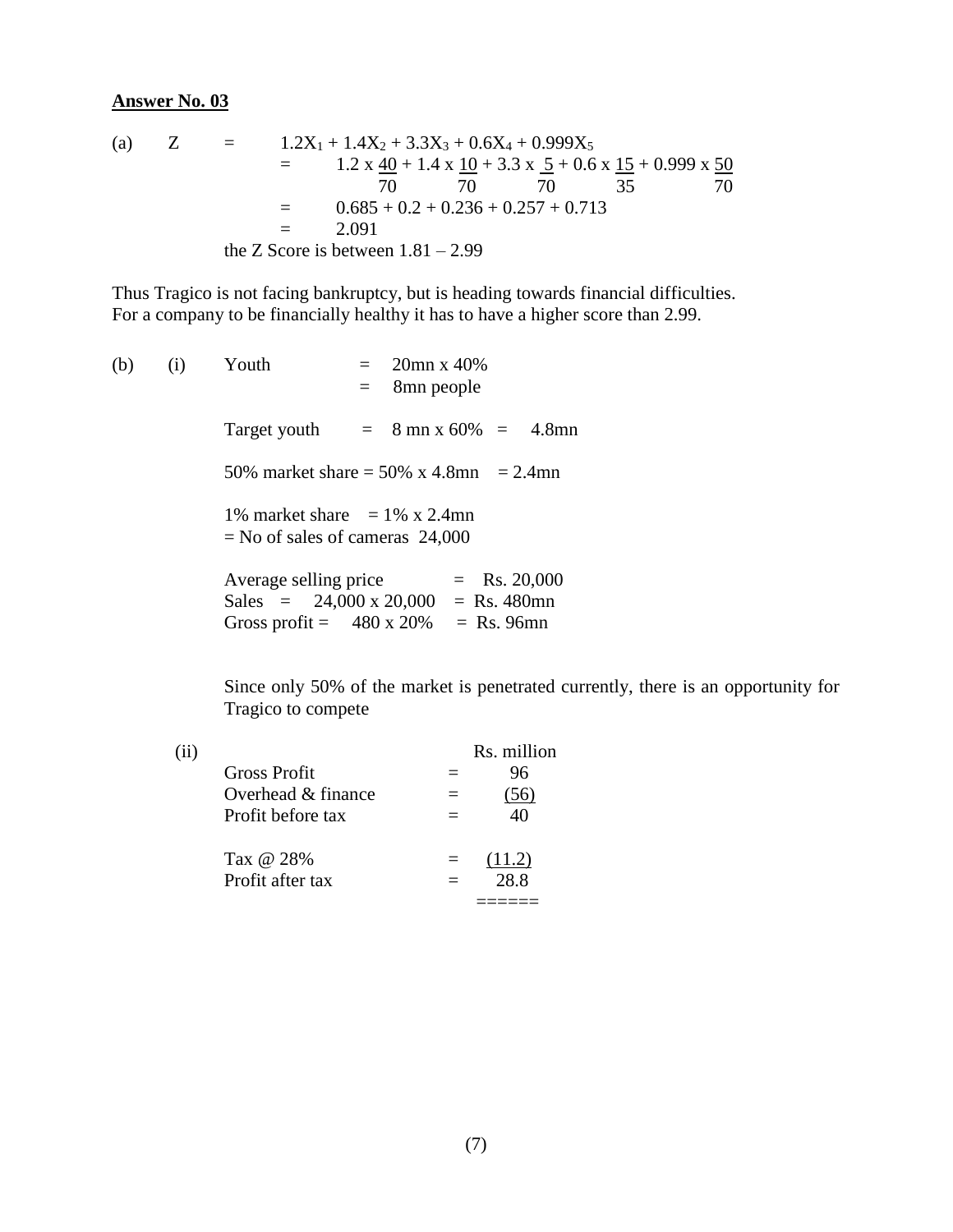**Answer No. 03**

(a)

$$
\begin{aligned}
Z &= 1.2X_1 + 1.4X_2 + 3.3X_3 + 0.6X_4 + 0.999X_5 \\
&= 1.2 \times \frac{40}{70} + 1.4 \times \frac{10}{70} + 3.3 \times \frac{5}{70} + 0.6 \times \frac{15}{35} + 0.999 \times \frac{50}{70} \\
&= 0.685 + 0.2 + 0.236 + 0.257 + 0.713 \\
&= 2.091
\end{aligned}
$$

the Z Score is between 1.81 – 2.99

Thus Tragico is not facing bankruptcy, but is heading towards financial difficulties. For a company to be financially healthy it has to have a higher score than 2.99.

(b) (i)

Youth = 20mn x 40%
= 8mn people

Target youth = 8 mn x 60% = 4.8mn

50% market share = 50% x 4.8mn = 2.4mn

1% market share = 1% x 2.4mn
= No of sales of cameras 24,000

Average selling price = Rs. 20,000
Sales = 24,000 x 20,000 = Rs. 480mn
Gross profit = 480 x 20% = Rs. 96mn

Since only 50% of the market is penetrated currently, there is an opportunity for Tragico to compete

(ii)

| | | Rs. million |
|---|---|---|
| Gross Profit | = | 96 |
| Overhead & finance | = | (56) |
| Profit before tax | = | 40 |
| | | |
| Tax @ 28% | = | (11.2) |
| Profit after tax | = | 28.8 |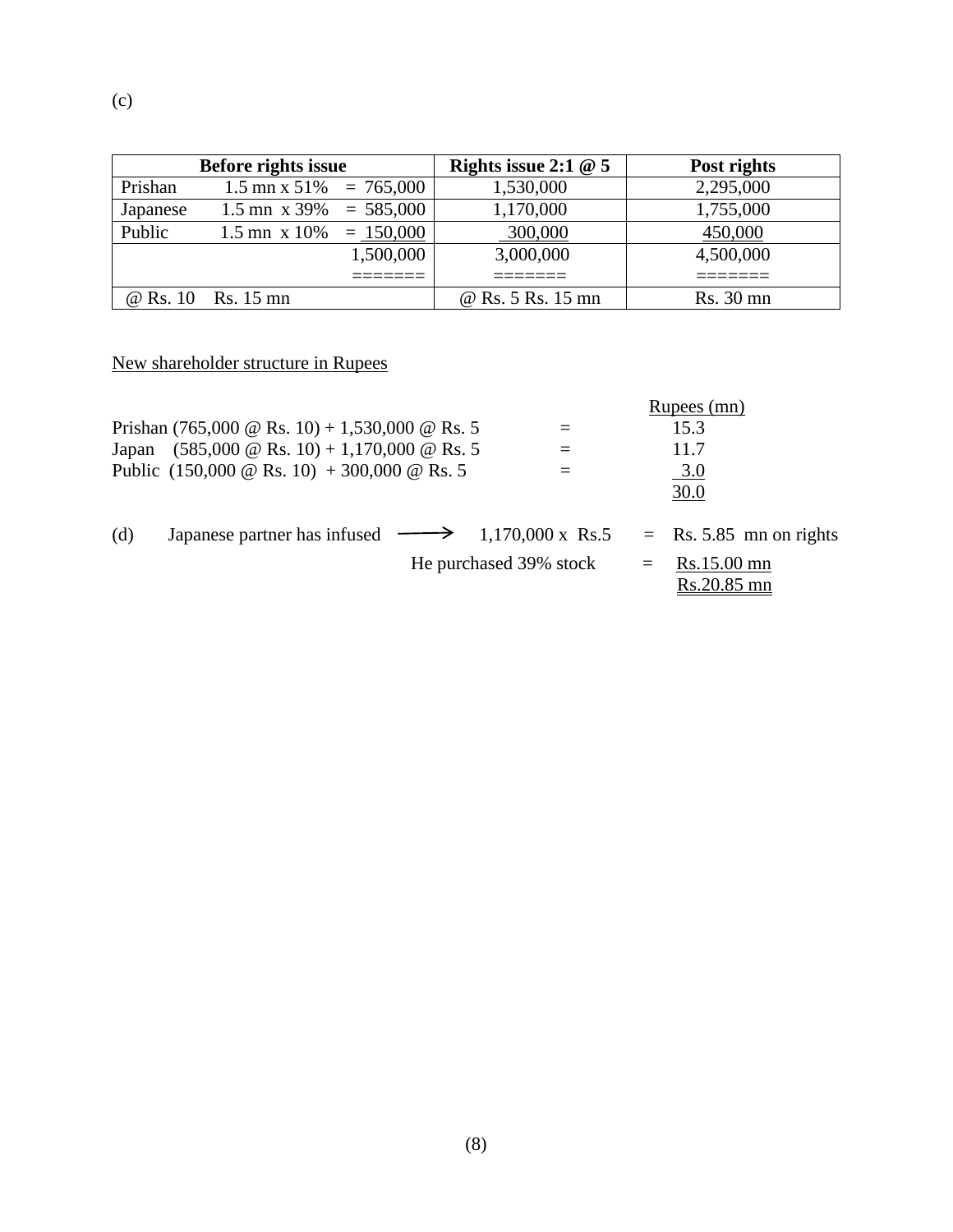(c)

| Before rights issue | | | Rights issue 2:1 @ 5 | Post rights |
|---|---|---|---|---|
| Prishan | 1.5 mn x 51% | = 765,000 | 1,530,000 | 2,295,000 |
| Japanese | 1.5 mn x 39% | = 585,000 | 1,170,000 | 1,755,000 |
| Public | 1.5 mn x 10% | = 150,000 | 300,000 | 450,000 |
| | | 1,500,000 ======= | 3,000,000 ======= | 4,500,000 ======= |
| @ Rs. 10 | Rs. 15 mn | | @ Rs. 5 Rs. 15 mn | Rs. 30 mn |

<u>New shareholder structure in Rupees</u>

| | | Rupees (mn) |
|---|---|---|
| Prishan (765,000 @ Rs. 10) + 1,530,000 @ Rs. 5 | = | 15.3 |
| Japan (585,000 @ Rs. 10) + 1,170,000 @ Rs. 5 | = | 11.7 |
| Public (150,000 @ Rs. 10) + 300,000 @ Rs. 5 | = | 3.0 |
| | | 30.0 |

(d) Japanese partner has infused ⟶ 1,170,000 x Rs.5 = Rs. 5.85 mn on rights

He purchased 39% stock = Rs.15.00 mn

Rs.20.85 mn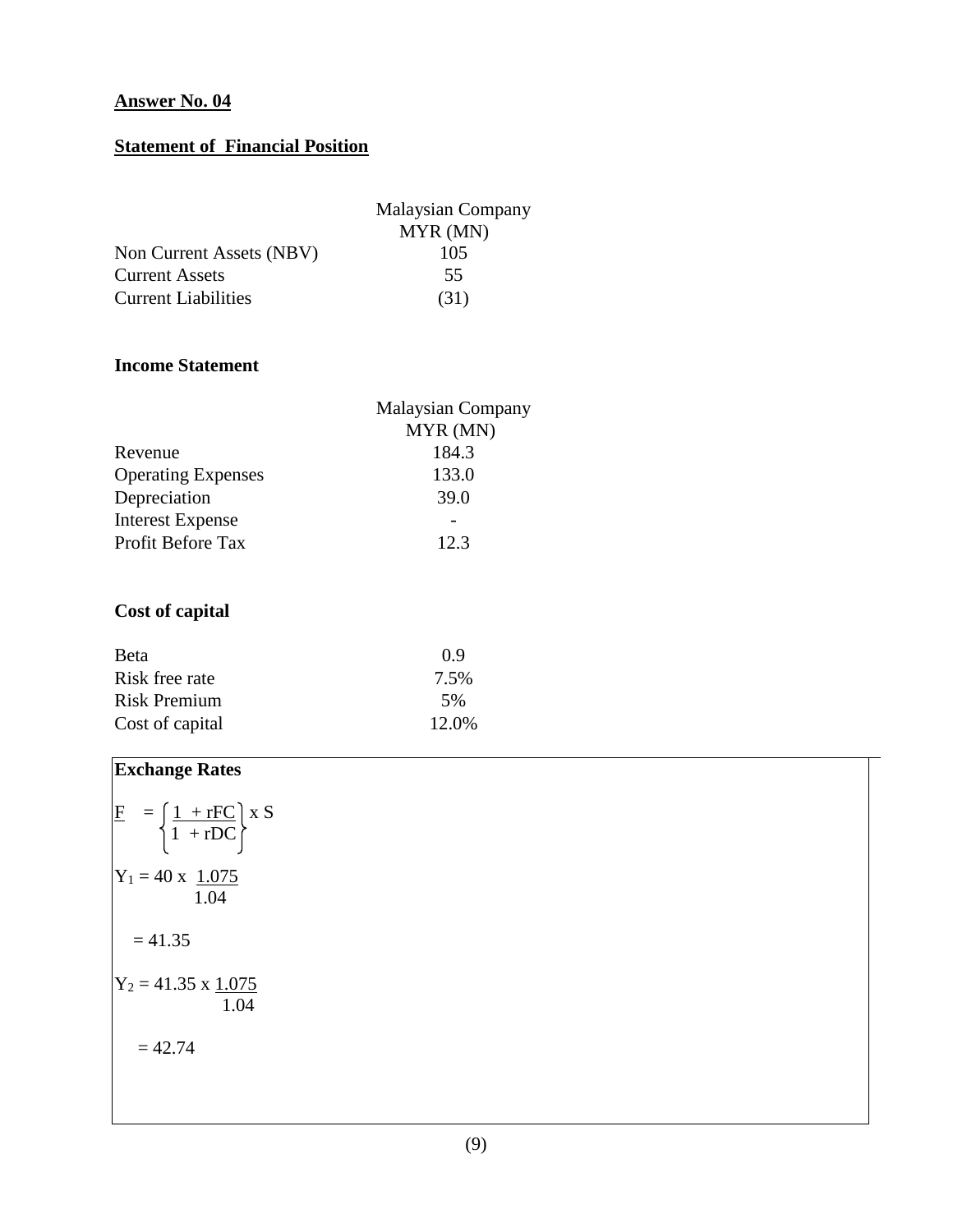**Answer No. 04**

**Statement of Financial Position**

| | Malaysian Company MYR (MN) |
|---|---|
| Non Current Assets (NBV) | 105 |
| Current Assets | 55 |
| Current Liabilities | (31) |

**Income Statement**

| | Malaysian Company MYR (MN) |
|---|---|
| Revenue | 184.3 |
| Operating Expenses | 133.0 |
| Depreciation | 39.0 |
| Interest Expense | - |
| Profit Before Tax | 12.3 |

**Cost of capital**

| | |
|---|---|
| Beta | 0.9 |
| Risk free rate | 7.5% |
| Risk Premium | 5% |
| Cost of capital | 12.0% |

**Exchange Rates**

$$F = \left\{\frac{1 + rFC}{1 + rDC}\right\} \times S$$

$$Y_1 = 40 \times \frac{1.075}{1.04}$$

$$= 41.35$$

$$Y_2 = 41.35 \times \frac{1.075}{1.04}$$

$$= 42.74$$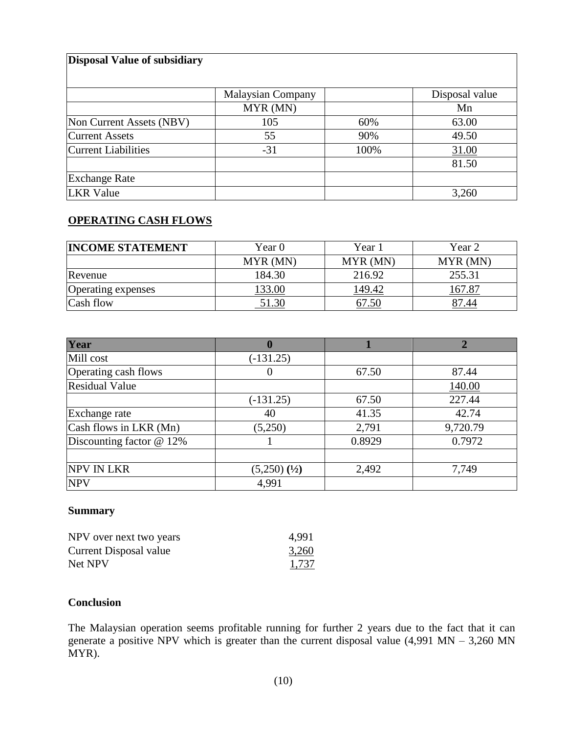| **Disposal Value of subsidiary** | | | |
|---|---|---|---|
| | Malaysian Company | | Disposal value |
| | MYR (MN) | | Mn |
| Non Current Assets (NBV) | 105 | 60% | 63.00 |
| Current Assets | 55 | 90% | 49.50 |
| Current Liabilities | -31 | 100% | 31.00 |
| | | | 81.50 |
| Exchange Rate | | | |
| LKR Value | | | 3,260 |

## OPERATING CASH FLOWS

| **INCOME STATEMENT** | Year 0 | Year 1 | Year 2 |
|---|---|---|---|
| | MYR (MN) | MYR (MN) | MYR (MN) |
| Revenue | 184.30 | 216.92 | 255.31 |
| Operating expenses | 133.00 | 149.42 | 167.87 |
| Cash flow | 51.30 | 67.50 | 87.44 |

| **Year** | **0** | **1** | **2** |
|---|---|---|---|
| Mill cost | (-131.25) | | |
| Operating cash flows | 0 | 67.50 | 87.44 |
| Residual Value | | | 140.00 |
| | (-131.25) | 67.50 | 227.44 |
| Exchange rate | 40 | 41.35 | 42.74 |
| Cash flows in LKR (Mn) | (5,250) | 2,791 | 9,720.79 |
| Discounting factor @ 12% | 1 | 0.8929 | 0.7972 |
| | | | |
| NPV IN LKR | (5,250) **(½)** | 2,492 | 7,749 |
| NPV | 4,991 | | |

**Summary**

| | |
|---|---|
| NPV over next two years | 4,991 |
| Current Disposal value | 3,260 |
| Net NPV | 1,737 |

**Conclusion**

The Malaysian operation seems profitable running for further 2 years due to the fact that it can generate a positive NPV which is greater than the current disposal value (4,991 MN – 3,260 MN MYR).

(10)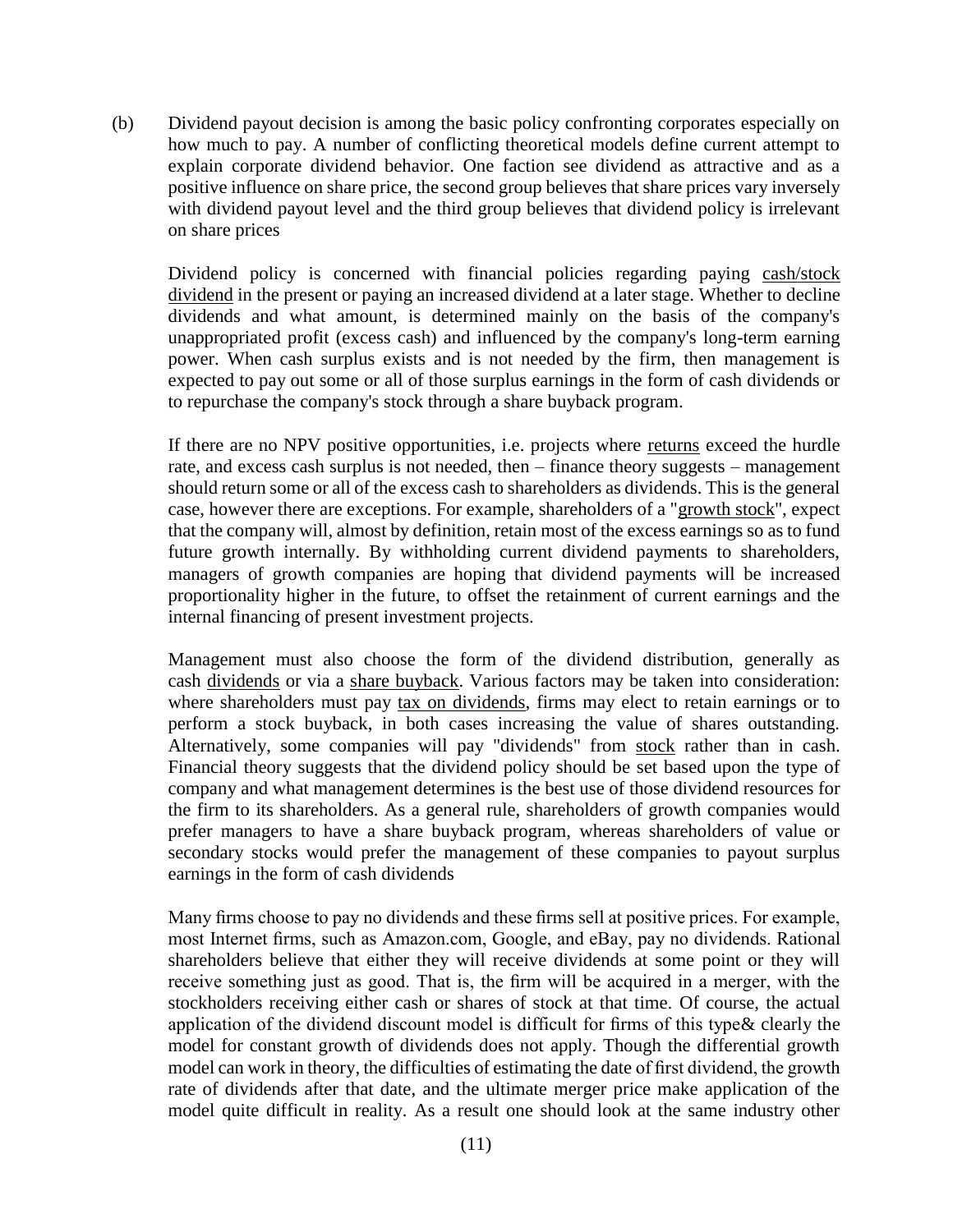(b) Dividend payout decision is among the basic policy confronting corporates especially on how much to pay. A number of conflicting theoretical models define current attempt to explain corporate dividend behavior. One faction see dividend as attractive and as a positive influence on share price, the second group believes that share prices vary inversely with dividend payout level and the third group believes that dividend policy is irrelevant on share prices

Dividend policy is concerned with financial policies regarding paying cash/stock dividend in the present or paying an increased dividend at a later stage. Whether to decline dividends and what amount, is determined mainly on the basis of the company's unappropriated profit (excess cash) and influenced by the company's long-term earning power. When cash surplus exists and is not needed by the firm, then management is expected to pay out some or all of those surplus earnings in the form of cash dividends or to repurchase the company's stock through a share buyback program.

If there are no NPV positive opportunities, i.e. projects where returns exceed the hurdle rate, and excess cash surplus is not needed, then – finance theory suggests – management should return some or all of the excess cash to shareholders as dividends. This is the general case, however there are exceptions. For example, shareholders of a "growth stock", expect that the company will, almost by definition, retain most of the excess earnings so as to fund future growth internally. By withholding current dividend payments to shareholders, managers of growth companies are hoping that dividend payments will be increased proportionality higher in the future, to offset the retainment of current earnings and the internal financing of present investment projects.

Management must also choose the form of the dividend distribution, generally as cash dividends or via a share buyback. Various factors may be taken into consideration: where shareholders must pay tax on dividends, firms may elect to retain earnings or to perform a stock buyback, in both cases increasing the value of shares outstanding. Alternatively, some companies will pay "dividends" from stock rather than in cash. Financial theory suggests that the dividend policy should be set based upon the type of company and what management determines is the best use of those dividend resources for the firm to its shareholders. As a general rule, shareholders of growth companies would prefer managers to have a share buyback program, whereas shareholders of value or secondary stocks would prefer the management of these companies to payout surplus earnings in the form of cash dividends

Many firms choose to pay no dividends and these firms sell at positive prices. For example, most Internet firms, such as Amazon.com, Google, and eBay, pay no dividends. Rational shareholders believe that either they will receive dividends at some point or they will receive something just as good. That is, the firm will be acquired in a merger, with the stockholders receiving either cash or shares of stock at that time. Of course, the actual application of the dividend discount model is difficult for firms of this type& clearly the model for constant growth of dividends does not apply. Though the differential growth model can work in theory, the difficulties of estimating the date of first dividend, the growth rate of dividends after that date, and the ultimate merger price make application of the model quite difficult in reality. As a result one should look at the same industry other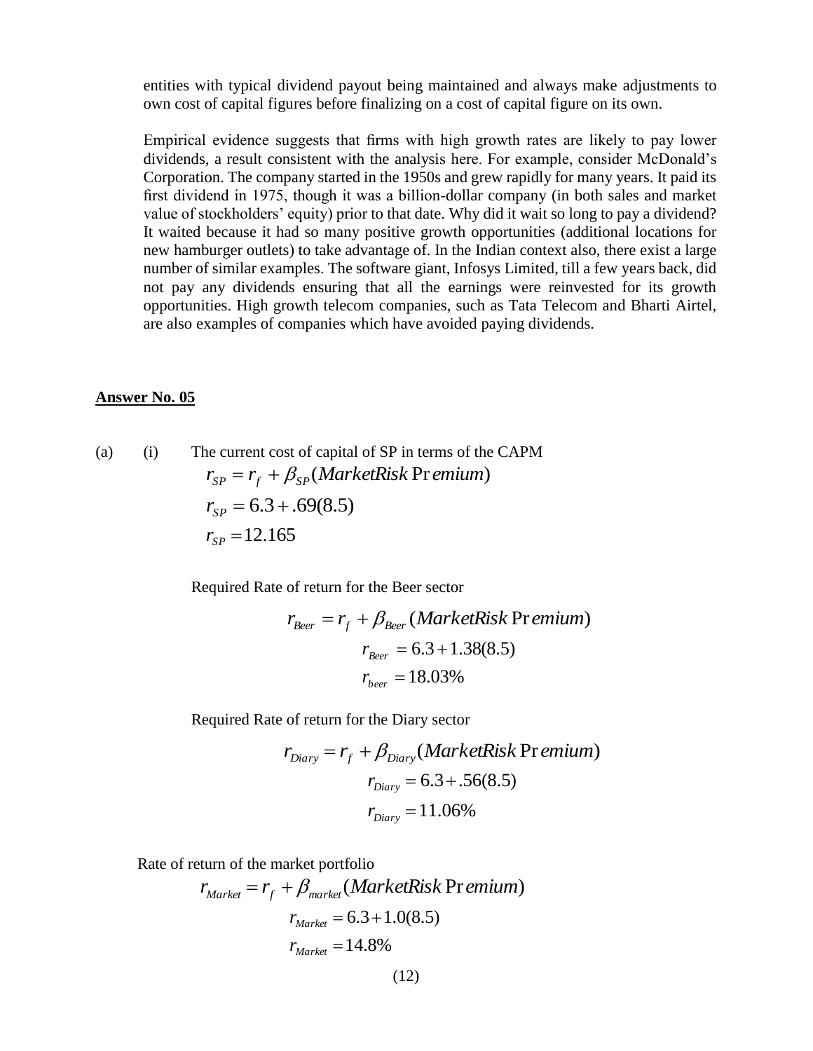entities with typical dividend payout being maintained and always make adjustments to own cost of capital figures before finalizing on a cost of capital figure on its own.

Empirical evidence suggests that firms with high growth rates are likely to pay lower dividends, a result consistent with the analysis here. For example, consider McDonald's Corporation. The company started in the 1950s and grew rapidly for many years. It paid its first dividend in 1975, though it was a billion-dollar company (in both sales and market value of stockholders' equity) prior to that date. Why did it wait so long to pay a dividend? It waited because it had so many positive growth opportunities (additional locations for new hamburger outlets) to take advantage of. In the Indian context also, there exist a large number of similar examples. The software giant, Infosys Limited, till a few years back, did not pay any dividends ensuring that all the earnings were reinvested for its growth opportunities. High growth telecom companies, such as Tata Telecom and Bharti Airtel, are also examples of companies which have avoided paying dividends.

**Answer No. 05**

(a) (i) The current cost of capital of SP in terms of the CAPM

$$r_{SP} = r_f + \beta_{SP}(MarketRisk\,Premium)$$
$$r_{SP} = 6.3 + .69(8.5)$$
$$r_{SP} = 12.165$$

Required Rate of return for the Beer sector

$$r_{Beer} = r_f + \beta_{Beer}(MarketRisk\,Premium)$$
$$r_{Beer} = 6.3 + 1.38(8.5)$$
$$r_{beer} = 18.03\%$$

Required Rate of return for the Diary sector

$$r_{Diary} = r_f + \beta_{Diary}(MarketRisk\,Premium)$$
$$r_{Diary} = 6.3 + .56(8.5)$$
$$r_{Diary} = 11.06\%$$

Rate of return of the market portfolio

$$r_{Market} = r_f + \beta_{market}(MarketRisk\,Premium)$$
$$r_{Market} = 6.3 + 1.0(8.5)$$
$$r_{Market} = 14.8\%$$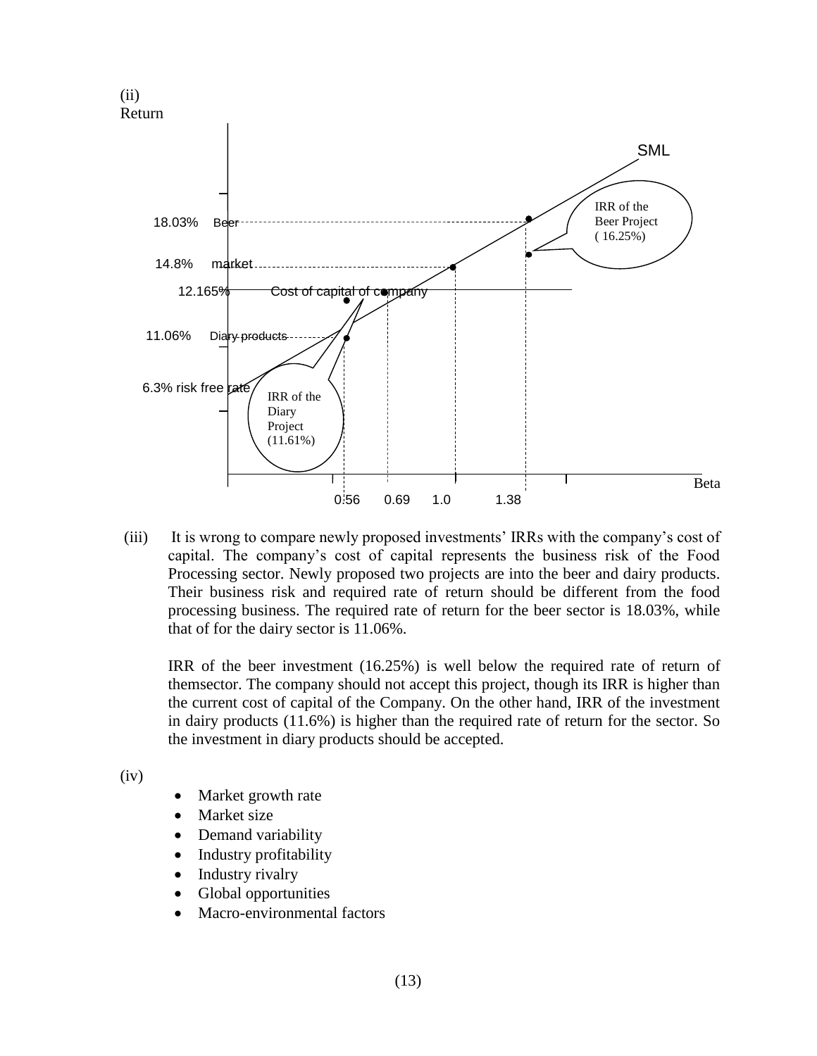(ii)

Return

SML

IRR of the Beer Project ( 16.25%)

18.03% Beer

14.8% market

12.165% Cost of capital of company

11.06% Diary products

6.3% risk free rate

IRR of the Diary Project (11.61%)

0.56 0.69 1.0 1.38

Beta

(iii) It is wrong to compare newly proposed investments' IRRs with the company's cost of capital. The company's cost of capital represents the business risk of the Food Processing sector. Newly proposed two projects are into the beer and dairy products. Their business risk and required rate of return should be different from the food processing business. The required rate of return for the beer sector is 18.03%, while that of for the dairy sector is 11.06%.

IRR of the beer investment (16.25%) is well below the required rate of return of themsector. The company should not accept this project, though its IRR is higher than the current cost of capital of the Company. On the other hand, IRR of the investment in dairy products (11.6%) is higher than the required rate of return for the sector. So the investment in diary products should be accepted.

(iv)

- Market growth rate
- Market size
- Demand variability
- Industry profitability
- Industry rivalry
- Global opportunities
- Macro-environmental factors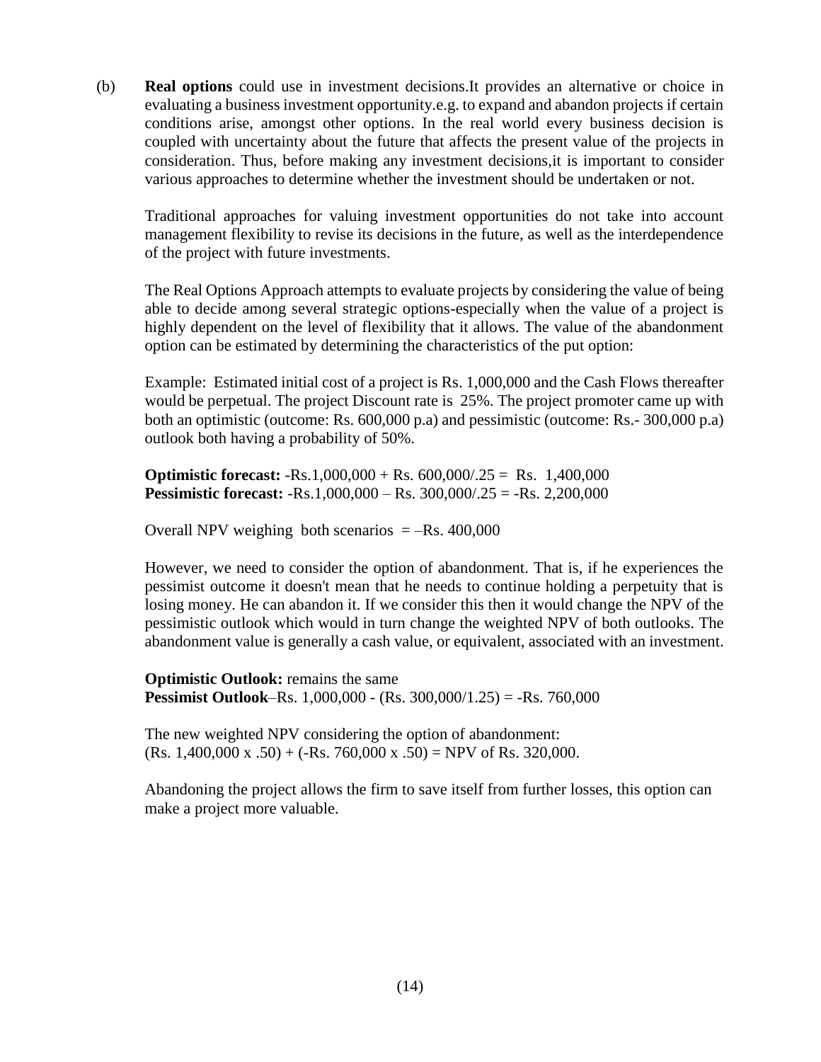(b) **Real options** could use in investment decisions.It provides an alternative or choice in evaluating a business investment opportunity.e.g. to expand and abandon projects if certain conditions arise, amongst other options. In the real world every business decision is coupled with uncertainty about the future that affects the present value of the projects in consideration. Thus, before making any investment decisions,it is important to consider various approaches to determine whether the investment should be undertaken or not.

Traditional approaches for valuing investment opportunities do not take into account management flexibility to revise its decisions in the future, as well as the interdependence of the project with future investments.

The Real Options Approach attempts to evaluate projects by considering the value of being able to decide among several strategic options-especially when the value of a project is highly dependent on the level of flexibility that it allows. The value of the abandonment option can be estimated by determining the characteristics of the put option:

Example: Estimated initial cost of a project is Rs. 1,000,000 and the Cash Flows thereafter would be perpetual. The project Discount rate is 25%. The project promoter came up with both an optimistic (outcome: Rs. 600,000 p.a) and pessimistic (outcome: Rs.- 300,000 p.a) outlook both having a probability of 50%.

**Optimistic forecast:** -Rs.1,000,000 + Rs. 600,000/.25 = Rs. 1,400,000
**Pessimistic forecast:** -Rs.1,000,000 – Rs. 300,000/.25 = -Rs. 2,200,000

Overall NPV weighing both scenarios = –Rs. 400,000

However, we need to consider the option of abandonment. That is, if he experiences the pessimist outcome it doesn't mean that he needs to continue holding a perpetuity that is losing money. He can abandon it. If we consider this then it would change the NPV of the pessimistic outlook which would in turn change the weighted NPV of both outlooks. The abandonment value is generally a cash value, or equivalent, associated with an investment.

**Optimistic Outlook:** remains the same
**Pessimist Outlook**–Rs. 1,000,000 - (Rs. 300,000/1.25) = -Rs. 760,000

The new weighted NPV considering the option of abandonment:
(Rs. 1,400,000 x .50) + (-Rs. 760,000 x .50) = NPV of Rs. 320,000.

Abandoning the project allows the firm to save itself from further losses, this option can make a project more valuable.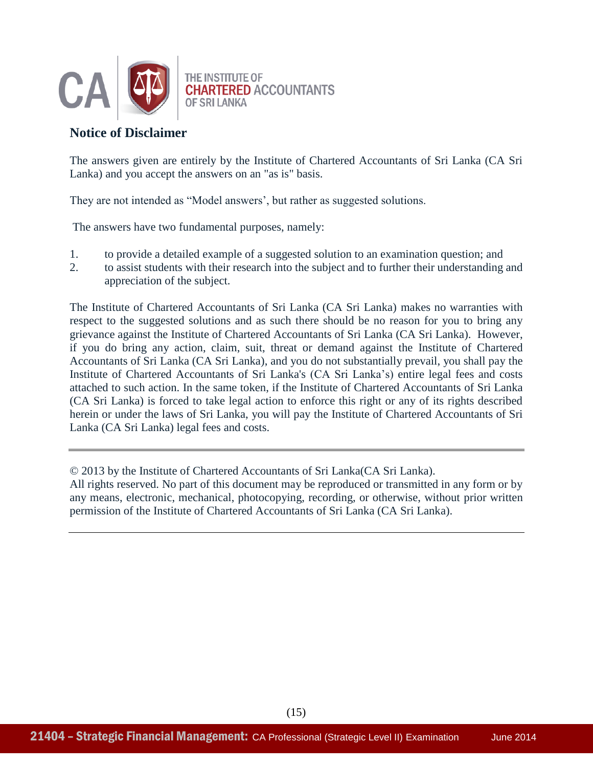THE INSTITUTE OF CHARTERED ACCOUNTANTS OF SRI LANKA

## Notice of Disclaimer

The answers given are entirely by the Institute of Chartered Accountants of Sri Lanka (CA Sri Lanka) and you accept the answers on an "as is" basis.

They are not intended as "Model answers', but rather as suggested solutions.

The answers have two fundamental purposes, namely:

1. to provide a detailed example of a suggested solution to an examination question; and
2. to assist students with their research into the subject and to further their understanding and appreciation of the subject.

The Institute of Chartered Accountants of Sri Lanka (CA Sri Lanka) makes no warranties with respect to the suggested solutions and as such there should be no reason for you to bring any grievance against the Institute of Chartered Accountants of Sri Lanka (CA Sri Lanka). However, if you do bring any action, claim, suit, threat or demand against the Institute of Chartered Accountants of Sri Lanka (CA Sri Lanka), and you do not substantially prevail, you shall pay the Institute of Chartered Accountants of Sri Lanka's (CA Sri Lanka's) entire legal fees and costs attached to such action. In the same token, if the Institute of Chartered Accountants of Sri Lanka (CA Sri Lanka) is forced to take legal action to enforce this right or any of its rights described herein or under the laws of Sri Lanka, you will pay the Institute of Chartered Accountants of Sri Lanka (CA Sri Lanka) legal fees and costs.

---

© 2013 by the Institute of Chartered Accountants of Sri Lanka(CA Sri Lanka).
All rights reserved. No part of this document may be reproduced or transmitted in any form or by any means, electronic, mechanical, photocopying, recording, or otherwise, without prior written permission of the Institute of Chartered Accountants of Sri Lanka (CA Sri Lanka).

---